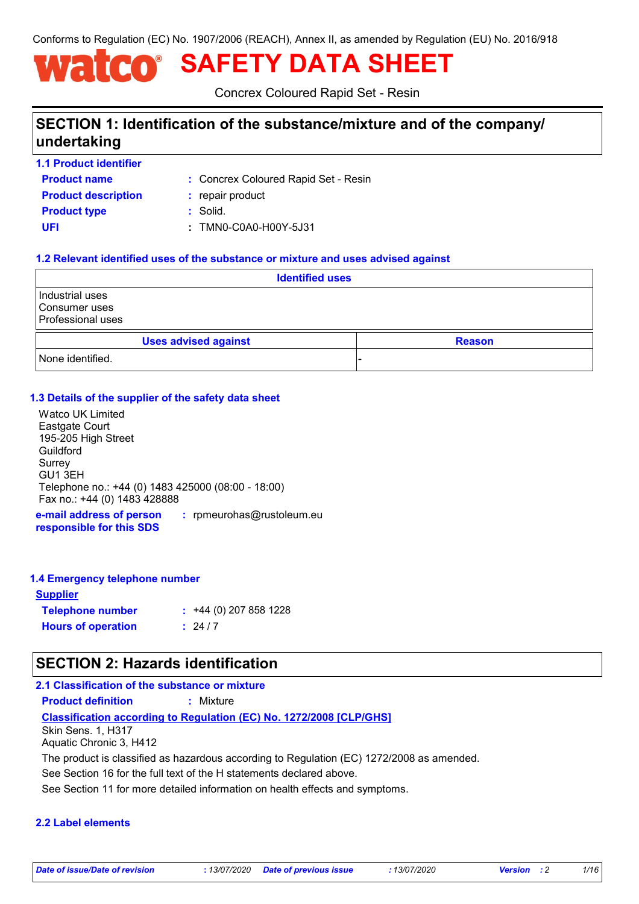Conforms to Regulation (EC) No. 1907/2006 (REACH), Annex II, as amended by Regulation (EU) No. 2016/918

# watco® SAFETY DATA SHEET

Concrex Coloured Rapid Set - Resin

## SECTION 1: Identification of the substance/mixture and of the company/ undertaking

### 1.1 Product identifier

**Product name** : Concrex Coloured Rapid Set - Resin

**Product description** : repair product

**Product type** : Solid.

**UFI** : TMN0-C0A0-H00Y-5J31

### 1.2 Relevant identified uses of the substance or mixture and uses advised against

| Identified uses |
|---|
| Industrial uses<br>Consumer uses<br>Professional uses |

| Uses advised against | Reason |
|---|---|
| None identified. | - |

### 1.3 Details of the supplier of the safety data sheet

Watco UK Limited
Eastgate Court
195-205 High Street
Guildford
Surrey
GU1 3EH
Telephone no.: +44 (0) 1483 425000 (08:00 - 18:00)
Fax no.: +44 (0) 1483 428888

**e-mail address of person responsible for this SDS** : rpmeurohas@rustoleum.eu

### 1.4 Emergency telephone number

**Supplier**

**Telephone number** : +44 (0) 207 858 1228

**Hours of operation** : 24 / 7

## SECTION 2: Hazards identification

### 2.1 Classification of the substance or mixture

**Product definition** : Mixture

**Classification according to Regulation (EC) No. 1272/2008 [CLP/GHS]**

Skin Sens. 1, H317
Aquatic Chronic 3, H412

The product is classified as hazardous according to Regulation (EC) 1272/2008 as amended.

See Section 16 for the full text of the H statements declared above.

See Section 11 for more detailed information on health effects and symptoms.

### 2.2 Label elements

*Date of issue/Date of revision* : 13/07/2020 *Date of previous issue* : 13/07/2020 *Version* : 2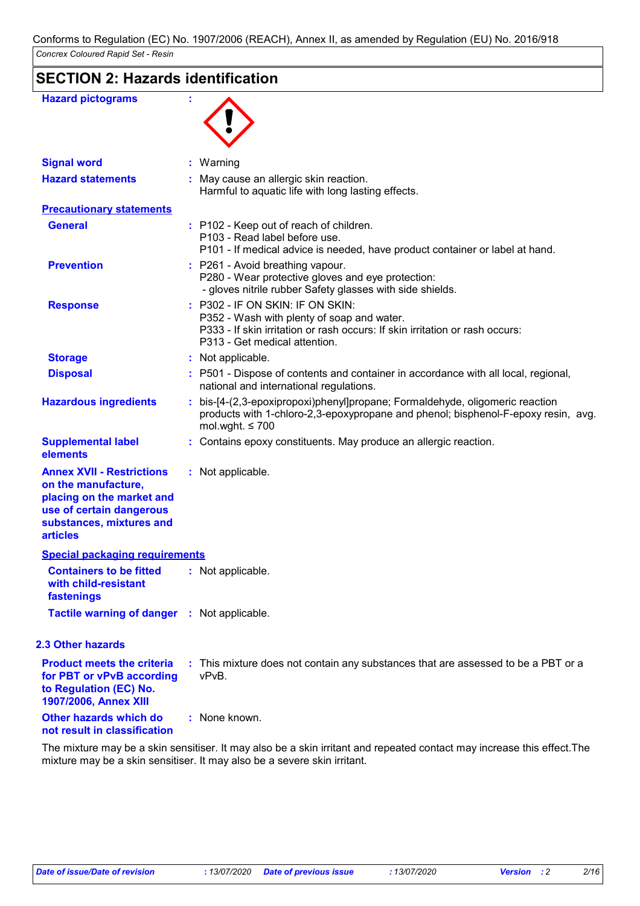## SECTION 2: Hazards identification

**Hazard pictograms** :

**Signal word** : Warning

**Hazard statements** : May cause an allergic skin reaction.
Harmful to aquatic life with long lasting effects.

**Precautionary statements**

**General** : P102 - Keep out of reach of children.
P103 - Read label before use.
P101 - If medical advice is needed, have product container or label at hand.

**Prevention** : P261 - Avoid breathing vapour.
P280 - Wear protective gloves and eye protection:
- gloves nitrile rubber Safety glasses with side shields.

**Response** : P302 - IF ON SKIN: IF ON SKIN:
P352 - Wash with plenty of soap and water.
P333 - If skin irritation or rash occurs: If skin irritation or rash occurs:
P313 - Get medical attention.

**Storage** : Not applicable.

**Disposal** : P501 - Dispose of contents and container in accordance with all local, regional, national and international regulations.

**Hazardous ingredients** : bis-[4-(2,3-epoxipropoxi)phenyl]propane; Formaldehyde, oligomeric reaction products with 1-chloro-2,3-epoxypropane and phenol; bisphenol-F-epoxy resin, avg. mol.wght. ≤ 700

**Supplemental label elements** : Contains epoxy constituents. May produce an allergic reaction.

**Annex XVII - Restrictions on the manufacture, placing on the market and use of certain dangerous substances, mixtures and articles** : Not applicable.

**Special packaging requirements**

**Containers to be fitted with child-resistant fastenings** : Not applicable.

**Tactile warning of danger** : Not applicable.

### 2.3 Other hazards

**Product meets the criteria for PBT or vPvB according to Regulation (EC) No. 1907/2006, Annex XIII** : This mixture does not contain any substances that are assessed to be a PBT or a vPvB.

**Other hazards which do not result in classification** : None known.

The mixture may be a skin sensitiser. It may also be a skin irritant and repeated contact may increase this effect.The mixture may be a skin sensitiser. It may also be a severe skin irritant.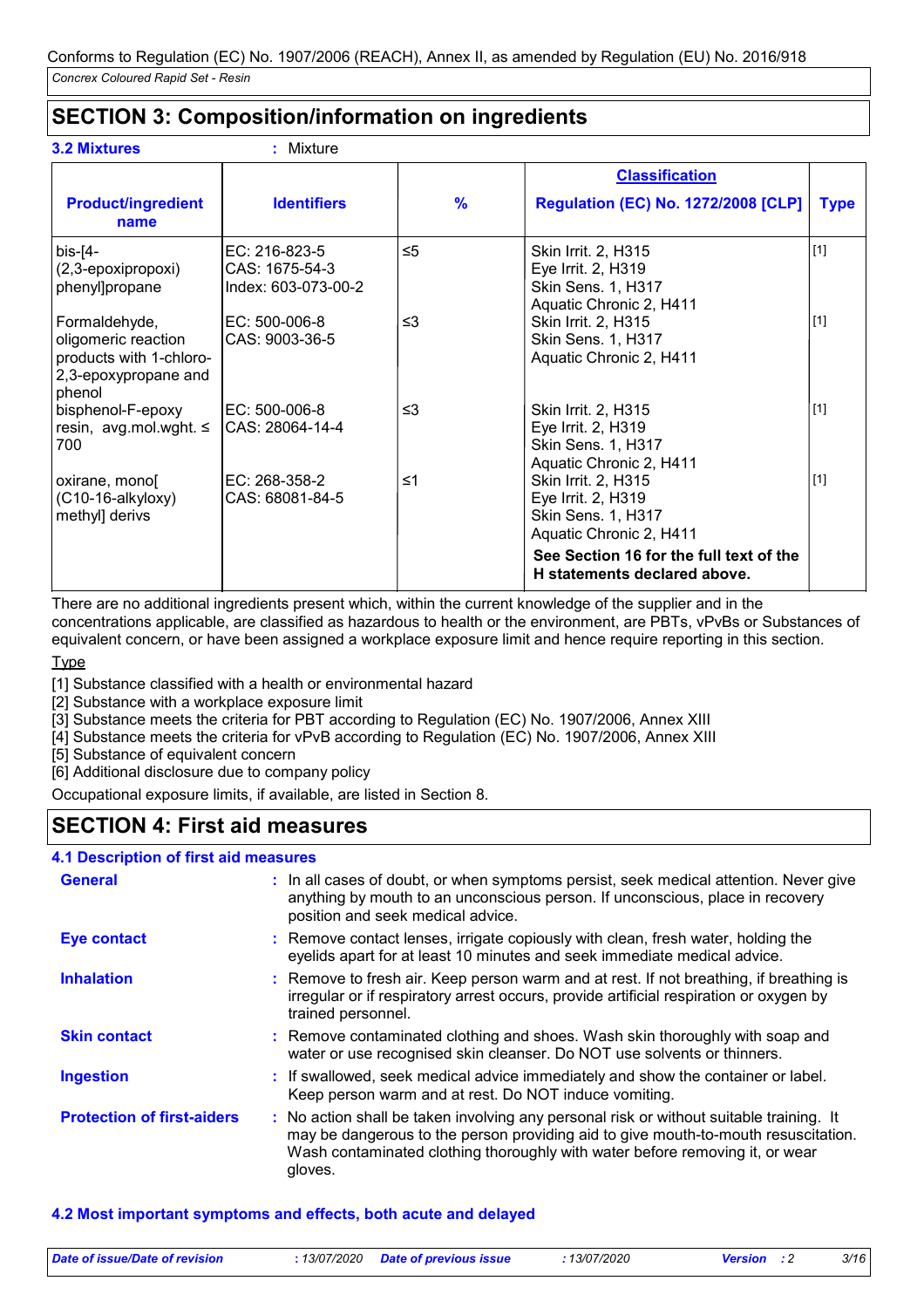# SECTION 3: Composition/information on ingredients

**3.2 Mixtures** : Mixture

| Product/ingredient name | Identifiers | % | Classification Regulation (EC) No. 1272/2008 [CLP] | Type |
|---|---|---|---|---|
| bis-[4-(2,3-epoxipropoxi) phenyl]propane | EC: 216-823-5<br>CAS: 1675-54-3<br>Index: 603-073-00-2 | ≤5 | Skin Irrit. 2, H315<br>Eye Irrit. 2, H319<br>Skin Sens. 1, H317<br>Aquatic Chronic 2, H411 | [1] |
| Formaldehyde, oligomeric reaction products with 1-chloro-2,3-epoxypropane and phenol | EC: 500-006-8<br>CAS: 9003-36-5 | ≤3 | Skin Irrit. 2, H315<br>Skin Sens. 1, H317<br>Aquatic Chronic 2, H411 | [1] |
| bisphenol-F-epoxy resin, avg.mol.wght. ≤ 700 | EC: 500-006-8<br>CAS: 28064-14-4 | ≤3 | Skin Irrit. 2, H315<br>Eye Irrit. 2, H319<br>Skin Sens. 1, H317<br>Aquatic Chronic 2, H411 | [1] |
| oxirane, mono[ (C10-16-alkyloxy) methyl] derivs | EC: 268-358-2<br>CAS: 68081-84-5 | ≤1 | Skin Irrit. 2, H315<br>Eye Irrit. 2, H319<br>Skin Sens. 1, H317<br>Aquatic Chronic 2, H411 | [1] |
| | | | **See Section 16 for the full text of the H statements declared above.** | |

There are no additional ingredients present which, within the current knowledge of the supplier and in the concentrations applicable, are classified as hazardous to health or the environment, are PBTs, vPvBs or Substances of equivalent concern, or have been assigned a workplace exposure limit and hence require reporting in this section.

Type

[1] Substance classified with a health or environmental hazard
[2] Substance with a workplace exposure limit
[3] Substance meets the criteria for PBT according to Regulation (EC) No. 1907/2006, Annex XIII
[4] Substance meets the criteria for vPvB according to Regulation (EC) No. 1907/2006, Annex XIII
[5] Substance of equivalent concern
[6] Additional disclosure due to company policy

Occupational exposure limits, if available, are listed in Section 8.

# SECTION 4: First aid measures

## 4.1 Description of first aid measures

**General** : In all cases of doubt, or when symptoms persist, seek medical attention. Never give anything by mouth to an unconscious person. If unconscious, place in recovery position and seek medical advice.

**Eye contact** : Remove contact lenses, irrigate copiously with clean, fresh water, holding the eyelids apart for at least 10 minutes and seek immediate medical advice.

**Inhalation** : Remove to fresh air. Keep person warm and at rest. If not breathing, if breathing is irregular or if respiratory arrest occurs, provide artificial respiration or oxygen by trained personnel.

**Skin contact** : Remove contaminated clothing and shoes. Wash skin thoroughly with soap and water or use recognised skin cleanser. Do NOT use solvents or thinners.

**Ingestion** : If swallowed, seek medical advice immediately and show the container or label. Keep person warm and at rest. Do NOT induce vomiting.

**Protection of first-aiders** : No action shall be taken involving any personal risk or without suitable training. It may be dangerous to the person providing aid to give mouth-to-mouth resuscitation. Wash contaminated clothing thoroughly with water before removing it, or wear gloves.

## 4.2 Most important symptoms and effects, both acute and delayed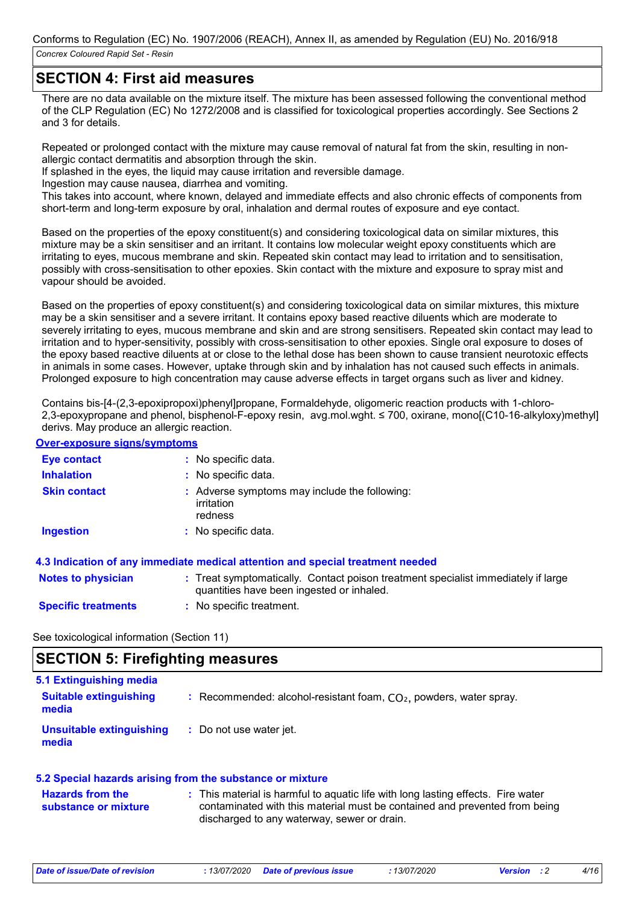## SECTION 4: First aid measures

There are no data available on the mixture itself. The mixture has been assessed following the conventional method of the CLP Regulation (EC) No 1272/2008 and is classified for toxicological properties accordingly. See Sections 2 and 3 for details.

Repeated or prolonged contact with the mixture may cause removal of natural fat from the skin, resulting in non-allergic contact dermatitis and absorption through the skin.
If splashed in the eyes, the liquid may cause irritation and reversible damage.
Ingestion may cause nausea, diarrhea and vomiting.
This takes into account, where known, delayed and immediate effects and also chronic effects of components from short-term and long-term exposure by oral, inhalation and dermal routes of exposure and eye contact.

Based on the properties of the epoxy constituent(s) and considering toxicological data on similar mixtures, this mixture may be a skin sensitiser and an irritant. It contains low molecular weight epoxy constituents which are irritating to eyes, mucous membrane and skin. Repeated skin contact may lead to irritation and to sensitisation, possibly with cross-sensitisation to other epoxies. Skin contact with the mixture and exposure to spray mist and vapour should be avoided.

Based on the properties of epoxy constituent(s) and considering toxicological data on similar mixtures, this mixture may be a skin sensitiser and a severe irritant. It contains epoxy based reactive diluents which are moderate to severely irritating to eyes, mucous membrane and skin and are strong sensitisers. Repeated skin contact may lead to irritation and to hyper-sensitivity, possibly with cross-sensitisation to other epoxies. Single oral exposure to doses of the epoxy based reactive diluents at or close to the lethal dose has been shown to cause transient neurotoxic effects in animals in some cases. However, uptake through skin and by inhalation has not caused such effects in animals. Prolonged exposure to high concentration may cause adverse effects in target organs such as liver and kidney.

Contains bis-[4-(2,3-epoxipropoxi)phenyl]propane, Formaldehyde, oligomeric reaction products with 1-chloro-2,3-epoxypropane and phenol, bisphenol-F-epoxy resin, avg.mol.wght. ≤ 700, oxirane, mono[(C10-16-alkyloxy)methyl] derivs. May produce an allergic reaction.

**Over-exposure signs/symptoms**

| | |
|---|---|
| **Eye contact** | : No specific data. |
| **Inhalation** | : No specific data. |
| **Skin contact** | : Adverse symptoms may include the following:<br>irritation<br>redness |
| **Ingestion** | : No specific data. |

### 4.3 Indication of any immediate medical attention and special treatment needed

| | |
|---|---|
| **Notes to physician** | : Treat symptomatically. Contact poison treatment specialist immediately if large quantities have been ingested or inhaled. |
| **Specific treatments** | : No specific treatment. |

See toxicological information (Section 11)

## SECTION 5: Firefighting measures

### 5.1 Extinguishing media

| | |
|---|---|
| **Suitable extinguishing media** | : Recommended: alcohol-resistant foam, $CO_2$, powders, water spray. |
| **Unsuitable extinguishing media** | : Do not use water jet. |

### 5.2 Special hazards arising from the substance or mixture

| | |
|---|---|
| **Hazards from the substance or mixture** | : This material is harmful to aquatic life with long lasting effects. Fire water contaminated with this material must be contained and prevented from being discharged to any waterway, sewer or drain. |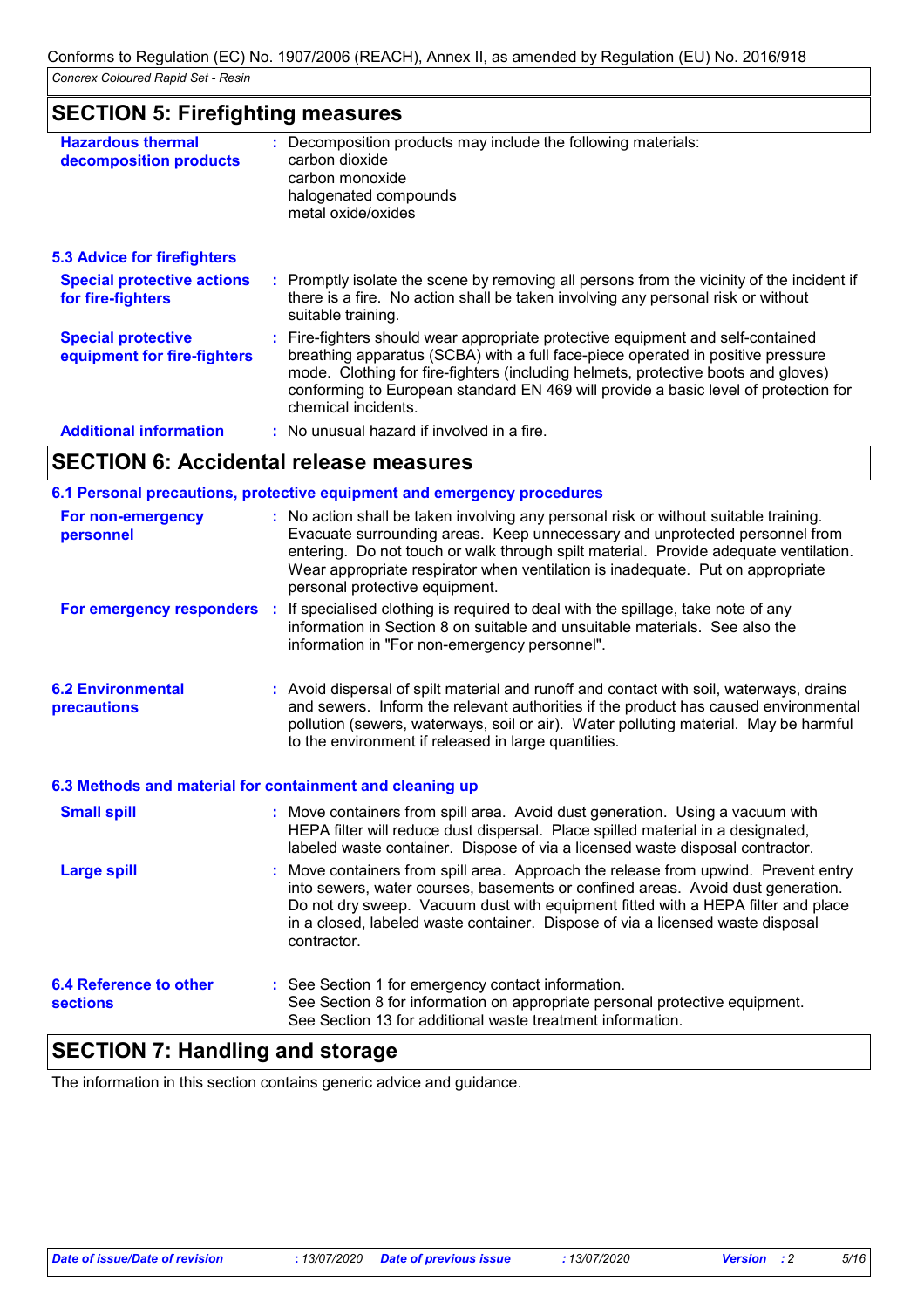## SECTION 5: Firefighting measures

| | |
|---|---|
| **Hazardous thermal decomposition products** | : Decomposition products may include the following materials:<br>carbon dioxide<br>carbon monoxide<br>halogenated compounds<br>metal oxide/oxides |

### 5.3 Advice for firefighters

| | |
|---|---|
| **Special protective actions for fire-fighters** | : Promptly isolate the scene by removing all persons from the vicinity of the incident if there is a fire. No action shall be taken involving any personal risk or without suitable training. |
| **Special protective equipment for fire-fighters** | : Fire-fighters should wear appropriate protective equipment and self-contained breathing apparatus (SCBA) with a full face-piece operated in positive pressure mode. Clothing for fire-fighters (including helmets, protective boots and gloves) conforming to European standard EN 469 will provide a basic level of protection for chemical incidents. |
| **Additional information** | : No unusual hazard if involved in a fire. |

## SECTION 6: Accidental release measures

### 6.1 Personal precautions, protective equipment and emergency procedures

| | |
|---|---|
| **For non-emergency personnel** | : No action shall be taken involving any personal risk or without suitable training. Evacuate surrounding areas. Keep unnecessary and unprotected personnel from entering. Do not touch or walk through spilt material. Provide adequate ventilation. Wear appropriate respirator when ventilation is inadequate. Put on appropriate personal protective equipment. |
| **For emergency responders** | : If specialised clothing is required to deal with the spillage, take note of any information in Section 8 on suitable and unsuitable materials. See also the information in "For non-emergency personnel". |

| | |
|---|---|
| **6.2 Environmental precautions** | : Avoid dispersal of spilt material and runoff and contact with soil, waterways, drains and sewers. Inform the relevant authorities if the product has caused environmental pollution (sewers, waterways, soil or air). Water polluting material. May be harmful to the environment if released in large quantities. |

### 6.3 Methods and material for containment and cleaning up

| | |
|---|---|
| **Small spill** | : Move containers from spill area. Avoid dust generation. Using a vacuum with HEPA filter will reduce dust dispersal. Place spilled material in a designated, labeled waste container. Dispose of via a licensed waste disposal contractor. |
| **Large spill** | : Move containers from spill area. Approach the release from upwind. Prevent entry into sewers, water courses, basements or confined areas. Avoid dust generation. Do not dry sweep. Vacuum dust with equipment fitted with a HEPA filter and place in a closed, labeled waste container. Dispose of via a licensed waste disposal contractor. |

| | |
|---|---|
| **6.4 Reference to other sections** | : See Section 1 for emergency contact information.<br>See Section 8 for information on appropriate personal protective equipment.<br>See Section 13 for additional waste treatment information. |

## SECTION 7: Handling and storage

The information in this section contains generic advice and guidance.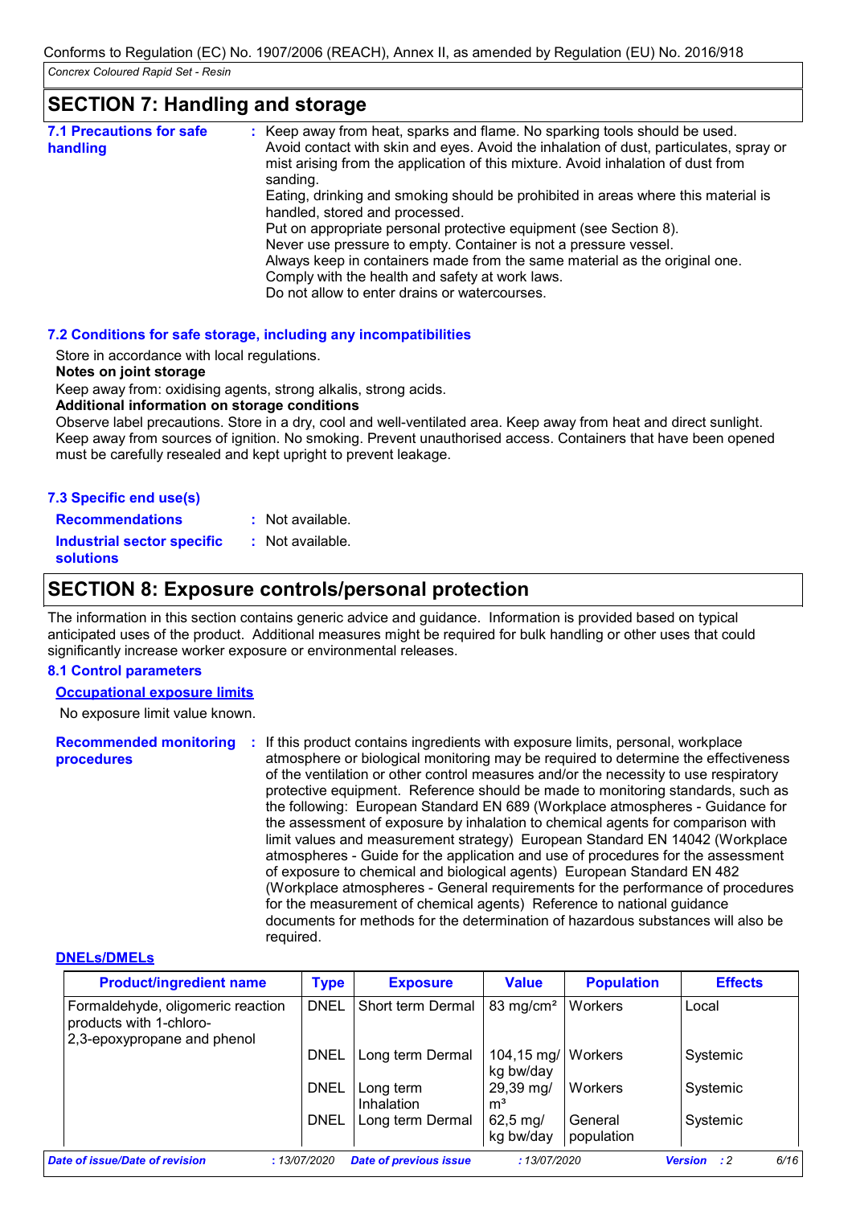## SECTION 7: Handling and storage

**7.1 Precautions for safe handling** : Keep away from heat, sparks and flame. No sparking tools should be used. Avoid contact with skin and eyes. Avoid the inhalation of dust, particulates, spray or mist arising from the application of this mixture. Avoid inhalation of dust from sanding.
Eating, drinking and smoking should be prohibited in areas where this material is handled, stored and processed.
Put on appropriate personal protective equipment (see Section 8).
Never use pressure to empty. Container is not a pressure vessel.
Always keep in containers made from the same material as the original one.
Comply with the health and safety at work laws.
Do not allow to enter drains or watercourses.

**7.2 Conditions for safe storage, including any incompatibilities**

Store in accordance with local regulations.

**Notes on joint storage**

Keep away from: oxidising agents, strong alkalis, strong acids.

**Additional information on storage conditions**

Observe label precautions. Store in a dry, cool and well-ventilated area. Keep away from heat and direct sunlight. Keep away from sources of ignition. No smoking. Prevent unauthorised access. Containers that have been opened must be carefully resealed and kept upright to prevent leakage.

**7.3 Specific end use(s)**

**Recommendations** : Not available.

**Industrial sector specific solutions** : Not available.

## SECTION 8: Exposure controls/personal protection

The information in this section contains generic advice and guidance. Information is provided based on typical anticipated uses of the product. Additional measures might be required for bulk handling or other uses that could significantly increase worker exposure or environmental releases.

**8.1 Control parameters**

**Occupational exposure limits**

No exposure limit value known.

**Recommended monitoring procedures** : If this product contains ingredients with exposure limits, personal, workplace atmosphere or biological monitoring may be required to determine the effectiveness of the ventilation or other control measures and/or the necessity to use respiratory protective equipment. Reference should be made to monitoring standards, such as the following: European Standard EN 689 (Workplace atmospheres - Guidance for the assessment of exposure by inhalation to chemical agents for comparison with limit values and measurement strategy) European Standard EN 14042 (Workplace atmospheres - Guide for the application and use of procedures for the assessment of exposure to chemical and biological agents) European Standard EN 482 (Workplace atmospheres - General requirements for the performance of procedures for the measurement of chemical agents) Reference to national guidance documents for methods for the determination of hazardous substances will also be required.

**DNELs/DMELs**

| Product/ingredient name | Type | Exposure | Value | Population | Effects |
|---|---|---|---|---|---|
| Formaldehyde, oligomeric reaction products with 1-chloro-2,3-epoxypropane and phenol | DNEL | Short term Dermal | 83 mg/cm² | Workers | Local |
| | DNEL | Long term Dermal | 104,15 mg/kg bw/day | Workers | Systemic |
| | DNEL | Long term Inhalation | 29,39 mg/m³ | Workers | Systemic |
| | DNEL | Long term Dermal | 62,5 mg/kg bw/day | General population | Systemic |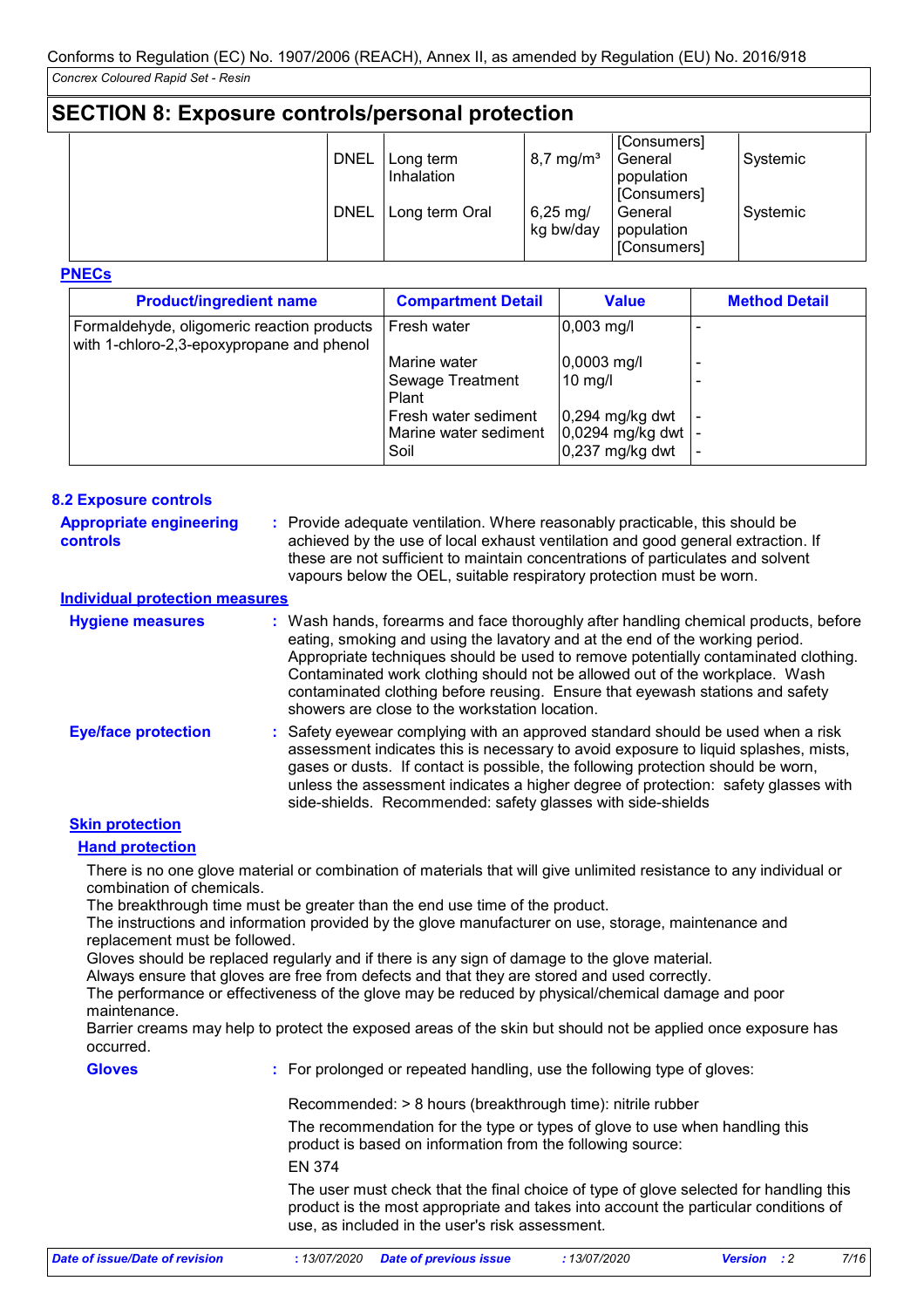## SECTION 8: Exposure controls/personal protection

| | | | | | |
|---|---|---|---|---|---|
| | DNEL | Long term Inhalation | 8,7 mg/m³ | [Consumers] General population [Consumers] | Systemic |
| | DNEL | Long term Oral | 6,25 mg/kg bw/day | General population [Consumers] | Systemic |

**PNECs**

| Product/ingredient name | Compartment Detail | Value | Method Detail |
|---|---|---|---|
| Formaldehyde, oligomeric reaction products with 1-chloro-2,3-epoxypropane and phenol | Fresh water | 0,003 mg/l | - |
| | Marine water | 0,0003 mg/l | - |
| | Sewage Treatment Plant | 10 mg/l | - |
| | Fresh water sediment | 0,294 mg/kg dwt | - |
| | Marine water sediment | 0,0294 mg/kg dwt | - |
| | Soil | 0,237 mg/kg dwt | - |

### 8.2 Exposure controls

**Appropriate engineering controls** : Provide adequate ventilation. Where reasonably practicable, this should be achieved by the use of local exhaust ventilation and good general extraction. If these are not sufficient to maintain concentrations of particulates and solvent vapours below the OEL, suitable respiratory protection must be worn.

**Individual protection measures**

**Hygiene measures** : Wash hands, forearms and face thoroughly after handling chemical products, before eating, smoking and using the lavatory and at the end of the working period. Appropriate techniques should be used to remove potentially contaminated clothing. Contaminated work clothing should not be allowed out of the workplace. Wash contaminated clothing before reusing. Ensure that eyewash stations and safety showers are close to the workstation location.

**Eye/face protection** : Safety eyewear complying with an approved standard should be used when a risk assessment indicates this is necessary to avoid exposure to liquid splashes, mists, gases or dusts. If contact is possible, the following protection should be worn, unless the assessment indicates a higher degree of protection: safety glasses with side-shields. Recommended: safety glasses with side-shields

**Skin protection**

**Hand protection**

There is no one glove material or combination of materials that will give unlimited resistance to any individual or combination of chemicals.
The breakthrough time must be greater than the end use time of the product.
The instructions and information provided by the glove manufacturer on use, storage, maintenance and replacement must be followed.
Gloves should be replaced regularly and if there is any sign of damage to the glove material.
Always ensure that gloves are free from defects and that they are stored and used correctly.
The performance or effectiveness of the glove may be reduced by physical/chemical damage and poor maintenance.
Barrier creams may help to protect the exposed areas of the skin but should not be applied once exposure has occurred.

**Gloves** : For prolonged or repeated handling, use the following type of gloves:

Recommended: > 8 hours (breakthrough time): nitrile rubber

The recommendation for the type or types of glove to use when handling this product is based on information from the following source:

EN 374

The user must check that the final choice of type of glove selected for handling this product is the most appropriate and takes into account the particular conditions of use, as included in the user's risk assessment.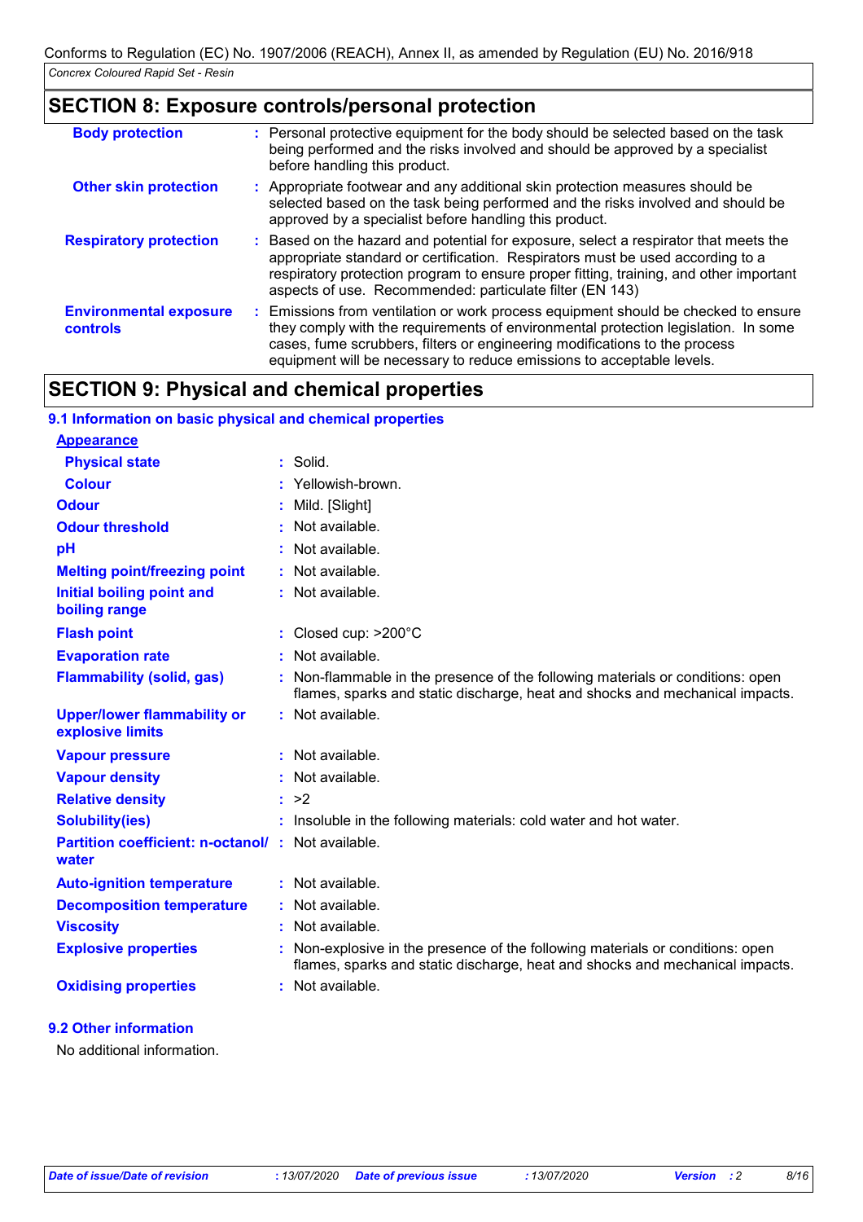## SECTION 8: Exposure controls/personal protection

| | |
|---|---|
| **Body protection** | : Personal protective equipment for the body should be selected based on the task being performed and the risks involved and should be approved by a specialist before handling this product. |
| **Other skin protection** | : Appropriate footwear and any additional skin protection measures should be selected based on the task being performed and the risks involved and should be approved by a specialist before handling this product. |
| **Respiratory protection** | : Based on the hazard and potential for exposure, select a respirator that meets the appropriate standard or certification. Respirators must be used according to a respiratory protection program to ensure proper fitting, training, and other important aspects of use. Recommended: particulate filter (EN 143) |
| **Environmental exposure controls** | : Emissions from ventilation or work process equipment should be checked to ensure they comply with the requirements of environmental protection legislation. In some cases, fume scrubbers, filters or engineering modifications to the process equipment will be necessary to reduce emissions to acceptable levels. |

## SECTION 9: Physical and chemical properties

### 9.1 Information on basic physical and chemical properties

**Appearance**

| | |
|---|---|
| **Physical state** | : Solid. |
| **Colour** | : Yellowish-brown. |
| **Odour** | : Mild. [Slight] |
| **Odour threshold** | : Not available. |
| **pH** | : Not available. |
| **Melting point/freezing point** | : Not available. |
| **Initial boiling point and boiling range** | : Not available. |
| **Flash point** | : Closed cup: >200°C |
| **Evaporation rate** | : Not available. |
| **Flammability (solid, gas)** | : Non-flammable in the presence of the following materials or conditions: open flames, sparks and static discharge, heat and shocks and mechanical impacts. |
| **Upper/lower flammability or explosive limits** | : Not available. |
| **Vapour pressure** | : Not available. |
| **Vapour density** | : Not available. |
| **Relative density** | : >2 |
| **Solubility(ies)** | : Insoluble in the following materials: cold water and hot water. |
| **Partition coefficient: n-octanol/ water** | : Not available. |
| **Auto-ignition temperature** | : Not available. |
| **Decomposition temperature** | : Not available. |
| **Viscosity** | : Not available. |
| **Explosive properties** | : Non-explosive in the presence of the following materials or conditions: open flames, sparks and static discharge, heat and shocks and mechanical impacts. |
| **Oxidising properties** | : Not available. |

### 9.2 Other information

No additional information.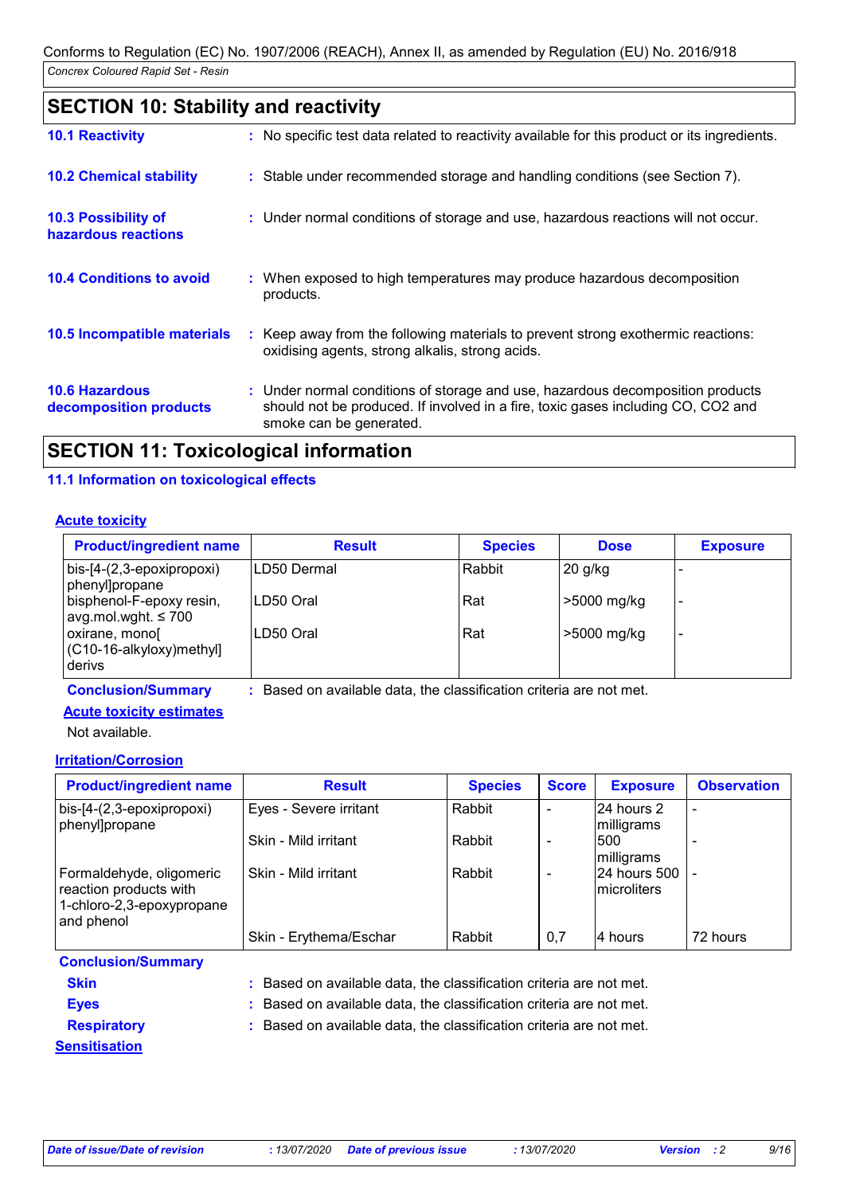## SECTION 10: Stability and reactivity

**10.1 Reactivity** : No specific test data related to reactivity available for this product or its ingredients.

**10.2 Chemical stability** : Stable under recommended storage and handling conditions (see Section 7).

**10.3 Possibility of hazardous reactions** : Under normal conditions of storage and use, hazardous reactions will not occur.

**10.4 Conditions to avoid** : When exposed to high temperatures may produce hazardous decomposition products.

**10.5 Incompatible materials** : Keep away from the following materials to prevent strong exothermic reactions: oxidising agents, strong alkalis, strong acids.

**10.6 Hazardous decomposition products** : Under normal conditions of storage and use, hazardous decomposition products should not be produced. If involved in a fire, toxic gases including CO, CO2 and smoke can be generated.

## SECTION 11: Toxicological information

### 11.1 Information on toxicological effects

**Acute toxicity**

| Product/ingredient name | Result | Species | Dose | Exposure |
|---|---|---|---|---|
| bis-[4-(2,3-epoxipropoxi) phenyl]propane | LD50 Dermal | Rabbit | 20 g/kg | - |
| bisphenol-F-epoxy resin, avg.mol.wght. ≤ 700 | LD50 Oral | Rat | >5000 mg/kg | - |
| oxirane, mono[ (C10-16-alkyloxy)methyl] derivs | LD50 Oral | Rat | >5000 mg/kg | - |

**Conclusion/Summary** : Based on available data, the classification criteria are not met.

**Acute toxicity estimates**

Not available.

**Irritation/Corrosion**

| Product/ingredient name | Result | Species | Score | Exposure | Observation |
|---|---|---|---|---|---|
| bis-[4-(2,3-epoxipropoxi) phenyl]propane | Eyes - Severe irritant | Rabbit | - | 24 hours 2 milligrams | - |
| | Skin - Mild irritant | Rabbit | - | 500 milligrams | - |
| Formaldehyde, oligomeric reaction products with 1-chloro-2,3-epoxypropane and phenol | Skin - Mild irritant | Rabbit | - | 24 hours 500 microliters | - |
| | Skin - Erythema/Eschar | Rabbit | 0,7 | 4 hours | 72 hours |

**Conclusion/Summary**

**Skin** : Based on available data, the classification criteria are not met.

**Eyes** : Based on available data, the classification criteria are not met.

**Respiratory** : Based on available data, the classification criteria are not met.

**Sensitisation**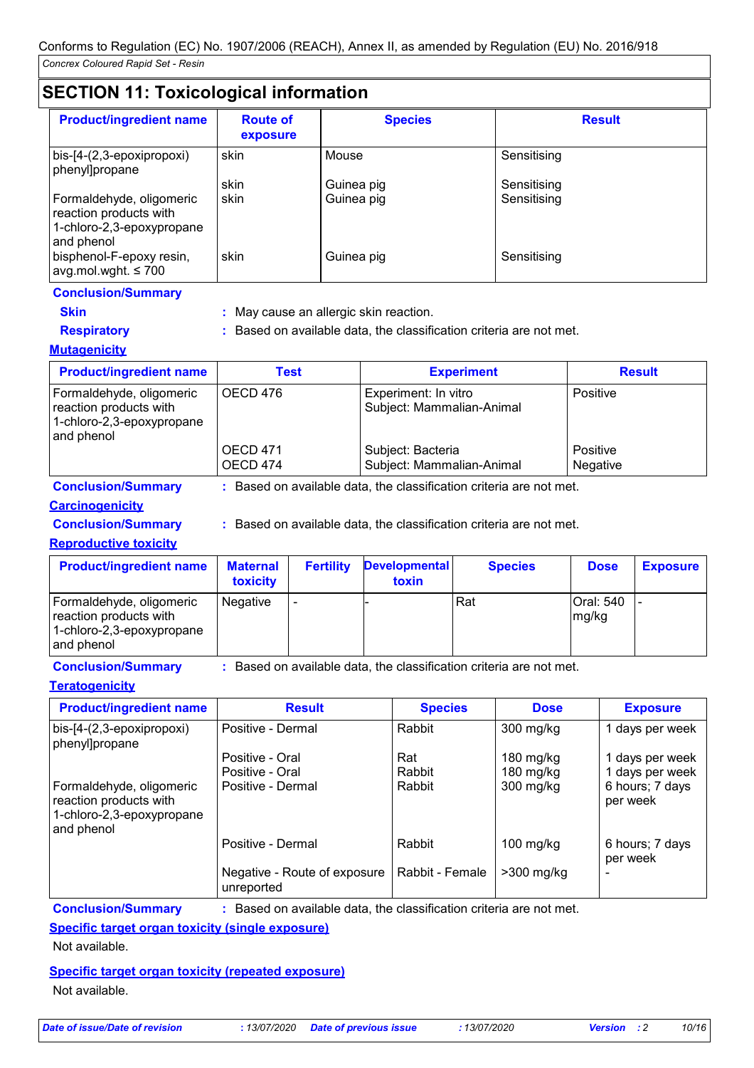Conforms to Regulation (EC) No. 1907/2006 (REACH), Annex II, as amended by Regulation (EU) No. 2016/918

*Concrex Coloured Rapid Set - Resin*

## SECTION 11: Toxicological information

| Product/ingredient name | Route of exposure | Species | Result |
|---|---|---|---|
| bis-[4-(2,3-epoxipropoxi) phenyl]propane | skin | Mouse | Sensitising |
| | skin | Guinea pig | Sensitising |
| Formaldehyde, oligomeric reaction products with 1-chloro-2,3-epoxypropane and phenol | skin | Guinea pig | Sensitising |
| bisphenol-F-epoxy resin, avg.mol.wght. ≤ 700 | skin | Guinea pig | Sensitising |

**Conclusion/Summary**

**Skin** : May cause an allergic skin reaction.

**Respiratory** : Based on available data, the classification criteria are not met.

**Mutagenicity**

| Product/ingredient name | Test | Experiment | Result |
|---|---|---|---|
| Formaldehyde, oligomeric reaction products with 1-chloro-2,3-epoxypropane and phenol | OECD 476 | Experiment: In vitro<br>Subject: Mammalian-Animal | Positive |
| | OECD 471 | Subject: Bacteria | Positive |
| | OECD 474 | Subject: Mammalian-Animal | Negative |

**Conclusion/Summary** : Based on available data, the classification criteria are not met.

**Carcinogenicity**

**Conclusion/Summary** : Based on available data, the classification criteria are not met.

**Reproductive toxicity**

| Product/ingredient name | Maternal toxicity | Fertility | Developmental toxin | Species | Dose | Exposure |
|---|---|---|---|---|---|---|
| Formaldehyde, oligomeric reaction products with 1-chloro-2,3-epoxypropane and phenol | Negative | - | - | Rat | Oral: 540 mg/kg | - |

**Conclusion/Summary** : Based on available data, the classification criteria are not met.

**Teratogenicity**

| Product/ingredient name | Result | Species | Dose | Exposure |
|---|---|---|---|---|
| bis-[4-(2,3-epoxipropoxi) phenyl]propane | Positive - Dermal | Rabbit | 300 mg/kg | 1 days per week |
| | Positive - Oral | Rat | 180 mg/kg | 1 days per week |
| | Positive - Oral | Rabbit | 180 mg/kg | 1 days per week |
| Formaldehyde, oligomeric reaction products with 1-chloro-2,3-epoxypropane and phenol | Positive - Dermal | Rabbit | 300 mg/kg | 6 hours; 7 days per week |
| | Positive - Dermal | Rabbit | 100 mg/kg | 6 hours; 7 days per week |
| | Negative - Route of exposure unreported | Rabbit - Female | >300 mg/kg | - |

**Conclusion/Summary** : Based on available data, the classification criteria are not met.

**Specific target organ toxicity (single exposure)**

Not available.

**Specific target organ toxicity (repeated exposure)**

Not available.

*Date of issue/Date of revision* : 13/07/2020 *Date of previous issue* : 13/07/2020 *Version* : 2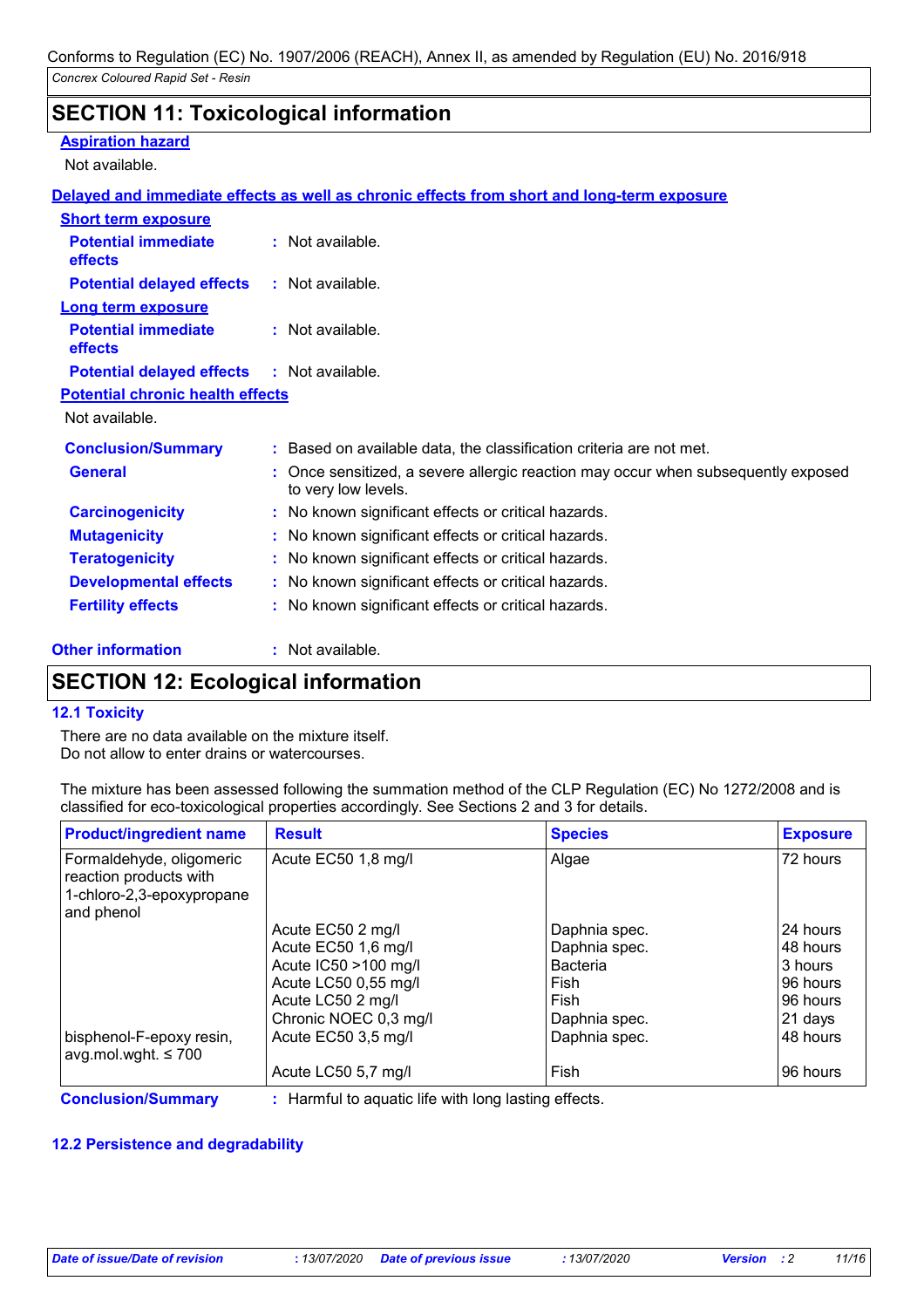## SECTION 11: Toxicological information

**Aspiration hazard**

Not available.

**Delayed and immediate effects as well as chronic effects from short and long-term exposure**

**Short term exposure**

**Potential immediate effects** : Not available.

**Potential delayed effects** : Not available.

**Long term exposure**

**Potential immediate effects** : Not available.

**Potential delayed effects** : Not available.

**Potential chronic health effects**

Not available.

**Conclusion/Summary** : Based on available data, the classification criteria are not met.

**General** : Once sensitized, a severe allergic reaction may occur when subsequently exposed to very low levels.

**Carcinogenicity** : No known significant effects or critical hazards.

**Mutagenicity** : No known significant effects or critical hazards.

**Teratogenicity** : No known significant effects or critical hazards.

**Developmental effects** : No known significant effects or critical hazards.

**Fertility effects** : No known significant effects or critical hazards.

**Other information** : Not available.

## SECTION 12: Ecological information

### 12.1 Toxicity

There are no data available on the mixture itself.
Do not allow to enter drains or watercourses.

The mixture has been assessed following the summation method of the CLP Regulation (EC) No 1272/2008 and is classified for eco-toxicological properties accordingly. See Sections 2 and 3 for details.

| Product/ingredient name | Result | Species | Exposure |
|---|---|---|---|
| Formaldehyde, oligomeric reaction products with 1-chloro-2,3-epoxypropane and phenol | Acute EC50 1,8 mg/l | Algae | 72 hours |
| | Acute EC50 2 mg/l | Daphnia spec. | 24 hours |
| | Acute EC50 1,6 mg/l | Daphnia spec. | 48 hours |
| | Acute IC50 >100 mg/l | Bacteria | 3 hours |
| | Acute LC50 0,55 mg/l | Fish | 96 hours |
| | Acute LC50 2 mg/l | Fish | 96 hours |
| | Chronic NOEC 0,3 mg/l | Daphnia spec. | 21 days |
| bisphenol-F-epoxy resin, avg.mol.wght. ≤ 700 | Acute EC50 3,5 mg/l | Daphnia spec. | 48 hours |
| | Acute LC50 5,7 mg/l | Fish | 96 hours |

**Conclusion/Summary** : Harmful to aquatic life with long lasting effects.

### 12.2 Persistence and degradability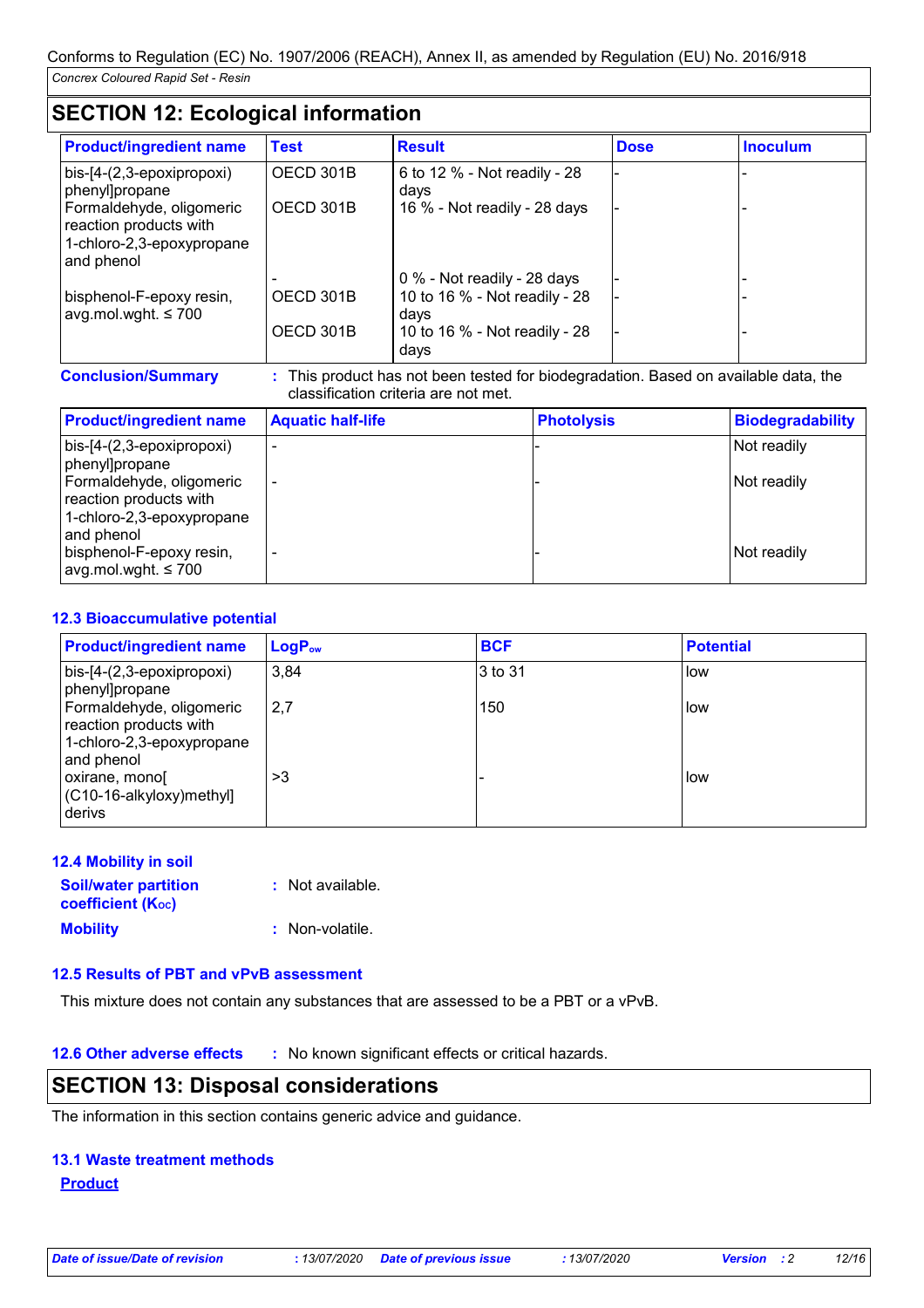Conforms to Regulation (EC) No. 1907/2006 (REACH), Annex II, as amended by Regulation (EU) No. 2016/918

*Concrex Coloured Rapid Set - Resin*

## SECTION 12: Ecological information

| Product/ingredient name | Test | Result | Dose | Inoculum |
| --- | --- | --- | --- | --- |
| bis-[4-(2,3-epoxipropoxi) phenyl]propane | OECD 301B | 6 to 12 % - Not readily - 28 days | - | - |
| Formaldehyde, oligomeric reaction products with 1-chloro-2,3-epoxypropane and phenol | OECD 301B | 16 % - Not readily - 28 days | - | - |
| | - | 0 % - Not readily - 28 days | - | - |
| bisphenol-F-epoxy resin, avg.mol.wght. ≤ 700 | OECD 301B | 10 to 16 % - Not readily - 28 days | - | - |
| | OECD 301B | 10 to 16 % - Not readily - 28 days | - | - |

**Conclusion/Summary** : This product has not been tested for biodegradation. Based on available data, the classification criteria are not met.

| Product/ingredient name | Aquatic half-life | Photolysis | Biodegradability |
| --- | --- | --- | --- |
| bis-[4-(2,3-epoxipropoxi) phenyl]propane | - | - | Not readily |
| Formaldehyde, oligomeric reaction products with 1-chloro-2,3-epoxypropane and phenol | - | - | Not readily |
| bisphenol-F-epoxy resin, avg.mol.wght. ≤ 700 | - | - | Not readily |

### 12.3 Bioaccumulative potential

| Product/ingredient name | $LogP_{ow}$ | BCF | Potential |
| --- | --- | --- | --- |
| bis-[4-(2,3-epoxipropoxi) phenyl]propane | 3,84 | 3 to 31 | low |
| Formaldehyde, oligomeric reaction products with 1-chloro-2,3-epoxypropane and phenol | 2,7 | 150 | low |
| oxirane, mono[ (C10-16-alkyloxy)methyl] derivs | >3 | - | low |

### 12.4 Mobility in soil

**Soil/water partition coefficient ($K_{OC}$)** : Not available.

**Mobility** : Non-volatile.

### 12.5 Results of PBT and vPvB assessment

This mixture does not contain any substances that are assessed to be a PBT or a vPvB.

### 12.6 Other adverse effects

: No known significant effects or critical hazards.

## SECTION 13: Disposal considerations

The information in this section contains generic advice and guidance.

### 13.1 Waste treatment methods

**Product**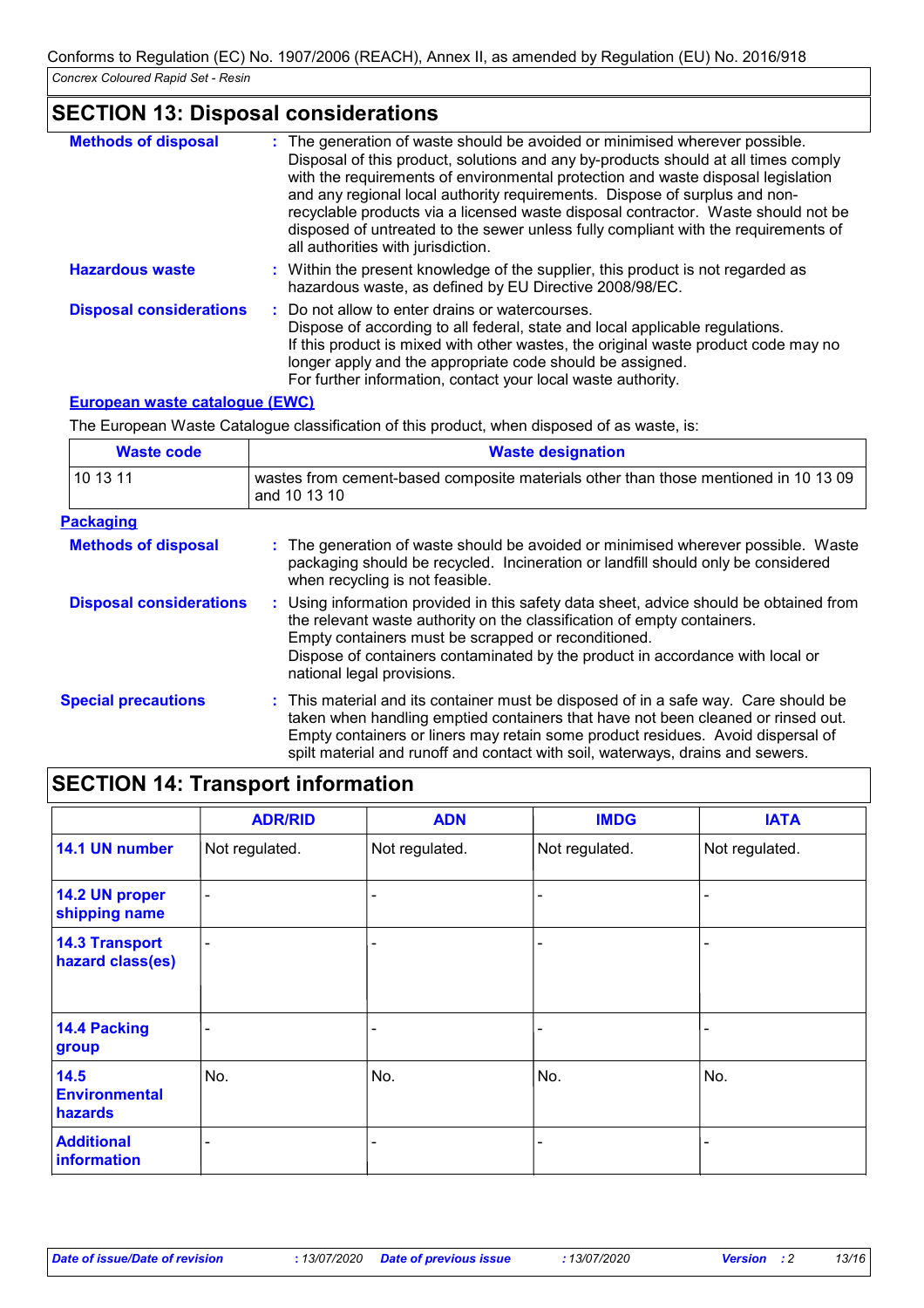## SECTION 13: Disposal considerations

**Methods of disposal** : The generation of waste should be avoided or minimised wherever possible. Disposal of this product, solutions and any by-products should at all times comply with the requirements of environmental protection and waste disposal legislation and any regional local authority requirements. Dispose of surplus and non-recyclable products via a licensed waste disposal contractor. Waste should not be disposed of untreated to the sewer unless fully compliant with the requirements of all authorities with jurisdiction.

**Hazardous waste** : Within the present knowledge of the supplier, this product is not regarded as hazardous waste, as defined by EU Directive 2008/98/EC.

**Disposal considerations** : Do not allow to enter drains or watercourses.
Dispose of according to all federal, state and local applicable regulations.
If this product is mixed with other wastes, the original waste product code may no longer apply and the appropriate code should be assigned.
For further information, contact your local waste authority.

**European waste catalogue (EWC)**

The European Waste Catalogue classification of this product, when disposed of as waste, is:

| Waste code | Waste designation |
| --- | --- |
| 10 13 11 | wastes from cement-based composite materials other than those mentioned in 10 13 09 and 10 13 10 |

**Packaging**

**Methods of disposal** : The generation of waste should be avoided or minimised wherever possible. Waste packaging should be recycled. Incineration or landfill should only be considered when recycling is not feasible.

**Disposal considerations** : Using information provided in this safety data sheet, advice should be obtained from the relevant waste authority on the classification of empty containers.
Empty containers must be scrapped or reconditioned.
Dispose of containers contaminated by the product in accordance with local or national legal provisions.

**Special precautions** : This material and its container must be disposed of in a safe way. Care should be taken when handling emptied containers that have not been cleaned or rinsed out. Empty containers or liners may retain some product residues. Avoid dispersal of spilt material and runoff and contact with soil, waterways, drains and sewers.

## SECTION 14: Transport information

| | ADR/RID | ADN | IMDG | IATA |
| --- | --- | --- | --- | --- |
| 14.1 UN number | Not regulated. | Not regulated. | Not regulated. | Not regulated. |
| 14.2 UN proper shipping name | - | - | - | - |
| 14.3 Transport hazard class(es) | - | - | - | - |
| 14.4 Packing group | - | - | - | - |
| 14.5 Environmental hazards | No. | No. | No. | No. |
| Additional information | - | - | - | - |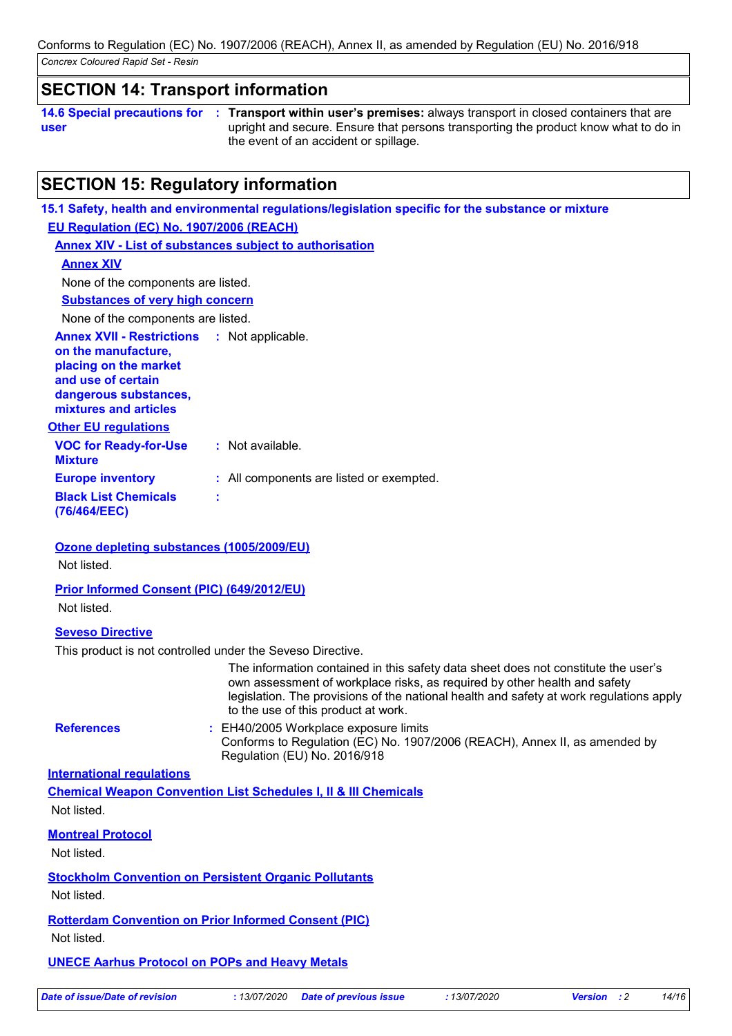## SECTION 14: Transport information

**14.6 Special precautions for user** : **Transport within user's premises:** always transport in closed containers that are upright and secure. Ensure that persons transporting the product know what to do in the event of an accident or spillage.

## SECTION 15: Regulatory information

### 15.1 Safety, health and environmental regulations/legislation specific for the substance or mixture

**EU Regulation (EC) No. 1907/2006 (REACH)**

**Annex XIV - List of substances subject to authorisation**

**Annex XIV**

None of the components are listed.

**Substances of very high concern**

None of the components are listed.

**Annex XVII - Restrictions on the manufacture, placing on the market and use of certain dangerous substances, mixtures and articles** : Not applicable.

**Other EU regulations**

**VOC for Ready-for-Use Mixture** : Not available.

**Europe inventory** : All components are listed or exempted.

**Black List Chemicals (76/464/EEC)** :

**Ozone depleting substances (1005/2009/EU)**

Not listed.

**Prior Informed Consent (PIC) (649/2012/EU)**

Not listed.

**Seveso Directive**

This product is not controlled under the Seveso Directive.

The information contained in this safety data sheet does not constitute the user's own assessment of workplace risks, as required by other health and safety legislation. The provisions of the national health and safety at work regulations apply to the use of this product at work.

**References** : EH40/2005 Workplace exposure limits
Conforms to Regulation (EC) No. 1907/2006 (REACH), Annex II, as amended by Regulation (EU) No. 2016/918

**International regulations**

**Chemical Weapon Convention List Schedules I, II & III Chemicals**

Not listed.

**Montreal Protocol**

Not listed.

**Stockholm Convention on Persistent Organic Pollutants**

Not listed.

**Rotterdam Convention on Prior Informed Consent (PIC)**

Not listed.

**UNECE Aarhus Protocol on POPs and Heavy Metals**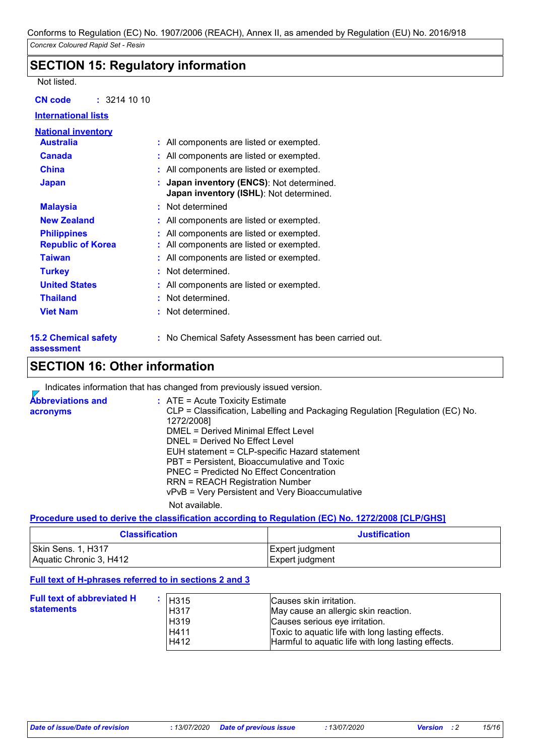## SECTION 15: Regulatory information

Not listed.

**CN code** : 3214 10 10

**International lists**

**National inventory**

| | |
|---|---|
| **Australia** | : All components are listed or exempted. |
| **Canada** | : All components are listed or exempted. |
| **China** | : All components are listed or exempted. |
| **Japan** | : **Japan inventory (ENCS)**: Not determined. **Japan inventory (ISHL)**: Not determined. |
| **Malaysia** | : Not determined |
| **New Zealand** | : All components are listed or exempted. |
| **Philippines** | : All components are listed or exempted. |
| **Republic of Korea** | : All components are listed or exempted. |
| **Taiwan** | : All components are listed or exempted. |
| **Turkey** | : Not determined. |
| **United States** | : All components are listed or exempted. |
| **Thailand** | : Not determined. |
| **Viet Nam** | : Not determined. |

**15.2 Chemical safety assessment** : No Chemical Safety Assessment has been carried out.

## SECTION 16: Other information

Indicates information that has changed from previously issued version.

**Abbreviations and acronyms** :
ATE = Acute Toxicity Estimate
CLP = Classification, Labelling and Packaging Regulation [Regulation (EC) No. 1272/2008]
DMEL = Derived Minimal Effect Level
DNEL = Derived No Effect Level
EUH statement = CLP-specific Hazard statement
PBT = Persistent, Bioaccumulative and Toxic
PNEC = Predicted No Effect Concentration
RRN = REACH Registration Number
vPvB = Very Persistent and Very Bioaccumulative

Not available.

**Procedure used to derive the classification according to Regulation (EC) No. 1272/2008 [CLP/GHS]**

| Classification | Justification |
|---|---|
| Skin Sens. 1, H317 | Expert judgment |
| Aquatic Chronic 3, H412 | Expert judgment |

**Full text of H-phrases referred to in sections 2 and 3**

**Full text of abbreviated H statements** :

| | |
|---|---|
| H315 | Causes skin irritation. |
| H317 | May cause an allergic skin reaction. |
| H319 | Causes serious eye irritation. |
| H411 | Toxic to aquatic life with long lasting effects. |
| H412 | Harmful to aquatic life with long lasting effects. |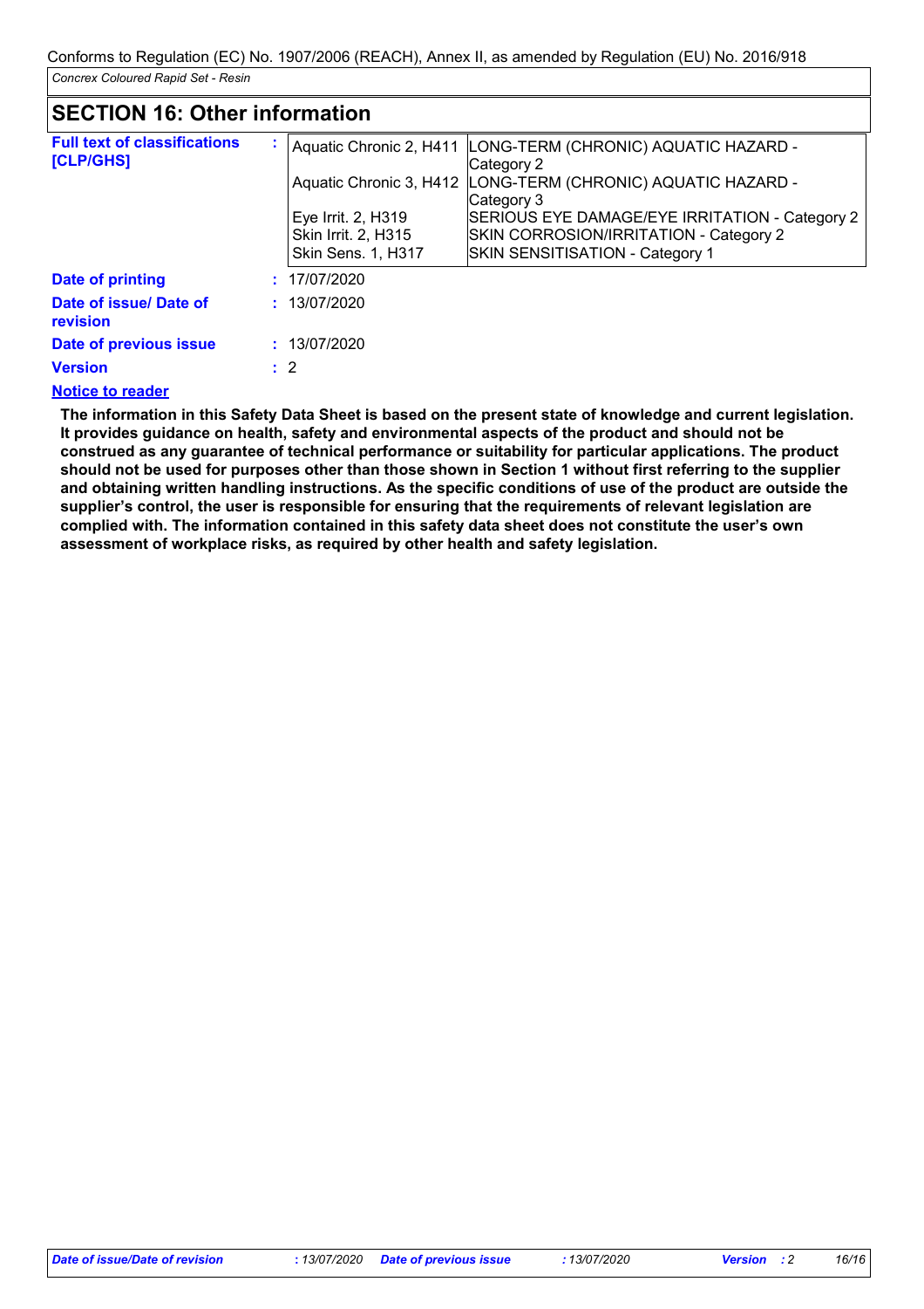## SECTION 16: Other information

**Full text of classifications [CLP/GHS]** :

| | |
|---|---|
| Aquatic Chronic 2, H411 | LONG-TERM (CHRONIC) AQUATIC HAZARD - Category 2 |
| Aquatic Chronic 3, H412 | LONG-TERM (CHRONIC) AQUATIC HAZARD - Category 3 |
| Eye Irrit. 2, H319 | SERIOUS EYE DAMAGE/EYE IRRITATION - Category 2 |
| Skin Irrit. 2, H315 | SKIN CORROSION/IRRITATION - Category 2 |
| Skin Sens. 1, H317 | SKIN SENSITISATION - Category 1 |

**Date of printing** : 17/07/2020

**Date of issue/ Date of revision** : 13/07/2020

**Date of previous issue** : 13/07/2020

**Version** : 2

**Notice to reader**

**The information in this Safety Data Sheet is based on the present state of knowledge and current legislation. It provides guidance on health, safety and environmental aspects of the product and should not be construed as any guarantee of technical performance or suitability for particular applications. The product should not be used for purposes other than those shown in Section 1 without first referring to the supplier and obtaining written handling instructions. As the specific conditions of use of the product are outside the supplier's control, the user is responsible for ensuring that the requirements of relevant legislation are complied with. The information contained in this safety data sheet does not constitute the user's own assessment of workplace risks, as required by other health and safety legislation.**